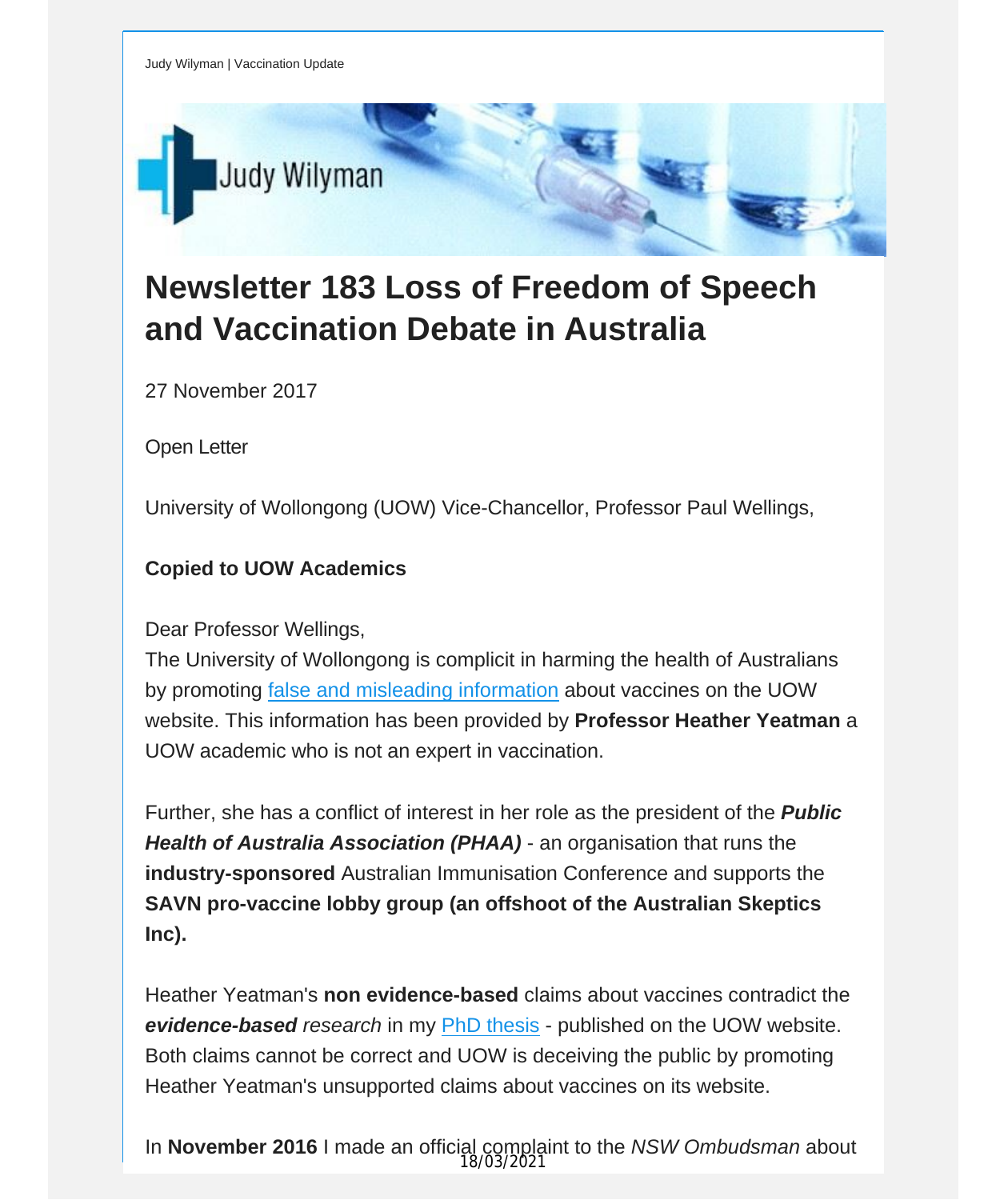Judy Wilyman | Vaccination Update

# Newsletter 183 Loss of Freedom of Speech and Vaccination Debate in Australia

27 November 2017

Open Letter

University of Wollongong (UOW) Vice-Chancellor, Professor Paul Wellings,

**Copied to UOW Academics**

Dear Professor Wellings,
The University of Wollongong is complicit in harming the health of Australians by promoting false and misleading information about vaccines on the UOW website. This information has been provided by **Professor Heather Yeatman** a UOW academic who is not an expert in vaccination.

Further, she has a conflict of interest in her role as the president of the ***Public Health of Australia Association (PHAA)*** - an organisation that runs the **industry-sponsored** Australian Immunisation Conference and supports the **SAVN pro-vaccine lobby group (an offshoot of the Australian Skeptics Inc).**

Heather Yeatman's **non evidence-based** claims about vaccines contradict the ***evidence-based*** *research* in my PhD thesis - published on the UOW website. Both claims cannot be correct and UOW is deceiving the public by promoting Heather Yeatman's unsupported claims about vaccines on its website.

In **November 2016** I made an official complaint to the *NSW Ombudsman* about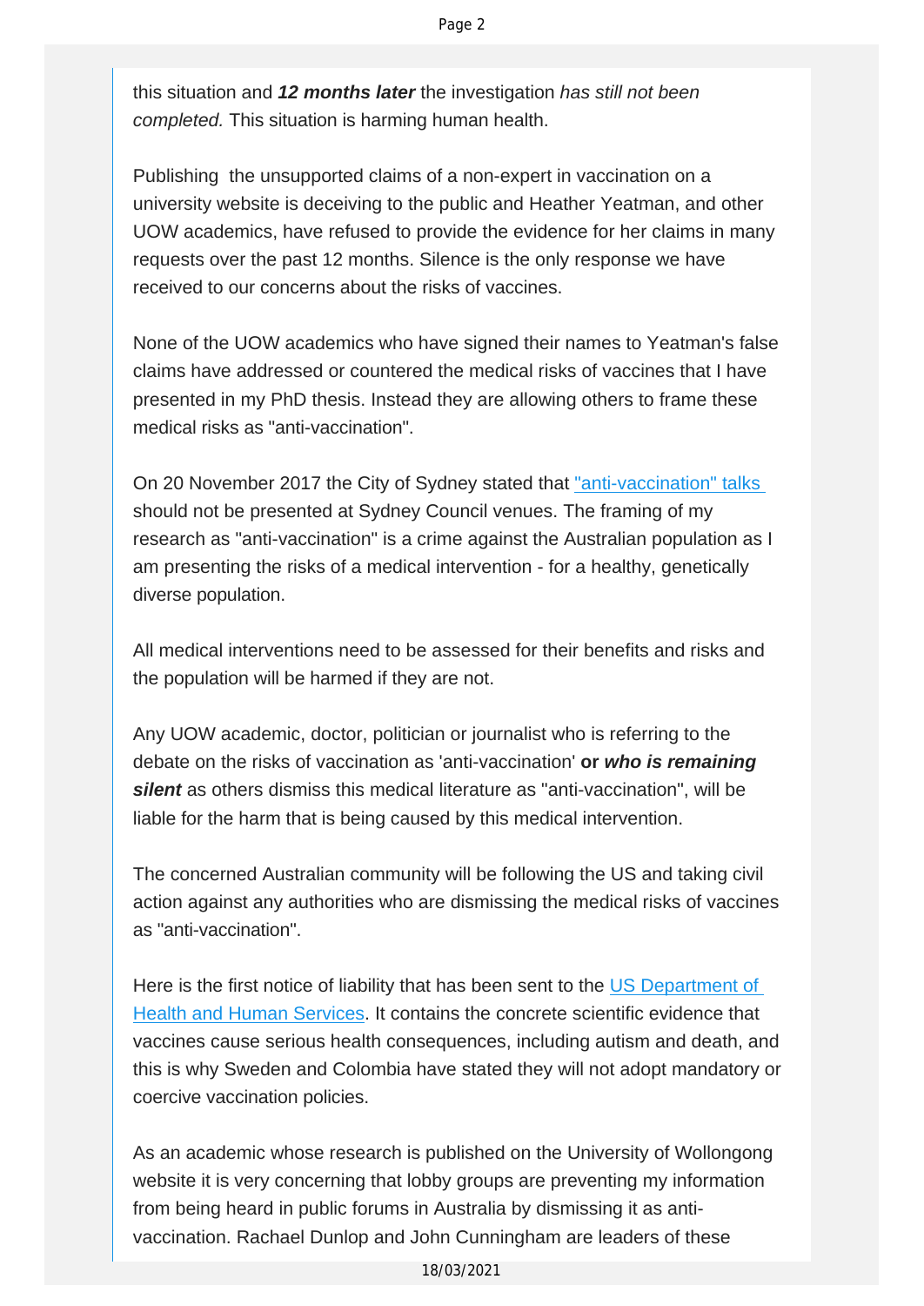this situation and ***12 months later*** the investigation *has still not been completed.* This situation is harming human health.

Publishing  the unsupported claims of a non-expert in vaccination on a university website is deceiving to the public and Heather Yeatman, and other UOW academics, have refused to provide the evidence for her claims in many requests over the past 12 months. Silence is the only response we have received to our concerns about the risks of vaccines.

None of the UOW academics who have signed their names to Yeatman's false claims have addressed or countered the medical risks of vaccines that I have presented in my PhD thesis. Instead they are allowing others to frame these medical risks as "anti-vaccination".

On 20 November 2017 the City of Sydney stated that "anti-vaccination" talks should not be presented at Sydney Council venues. The framing of my research as "anti-vaccination" is a crime against the Australian population as I am presenting the risks of a medical intervention - for a healthy, genetically diverse population.

All medical interventions need to be assessed for their benefits and risks and the population will be harmed if they are not.

Any UOW academic, doctor, politician or journalist who is referring to the debate on the risks of vaccination as 'anti-vaccination' **or *who is remaining silent*** as others dismiss this medical literature as "anti-vaccination", will be liable for the harm that is being caused by this medical intervention.

The concerned Australian community will be following the US and taking civil action against any authorities who are dismissing the medical risks of vaccines as "anti-vaccination".

Here is the first notice of liability that has been sent to the US Department of Health and Human Services. It contains the concrete scientific evidence that vaccines cause serious health consequences, including autism and death, and this is why Sweden and Colombia have stated they will not adopt mandatory or coercive vaccination policies.

As an academic whose research is published on the University of Wollongong website it is very concerning that lobby groups are preventing my information from being heard in public forums in Australia by dismissing it as anti-vaccination. Rachael Dunlop and John Cunningham are leaders of these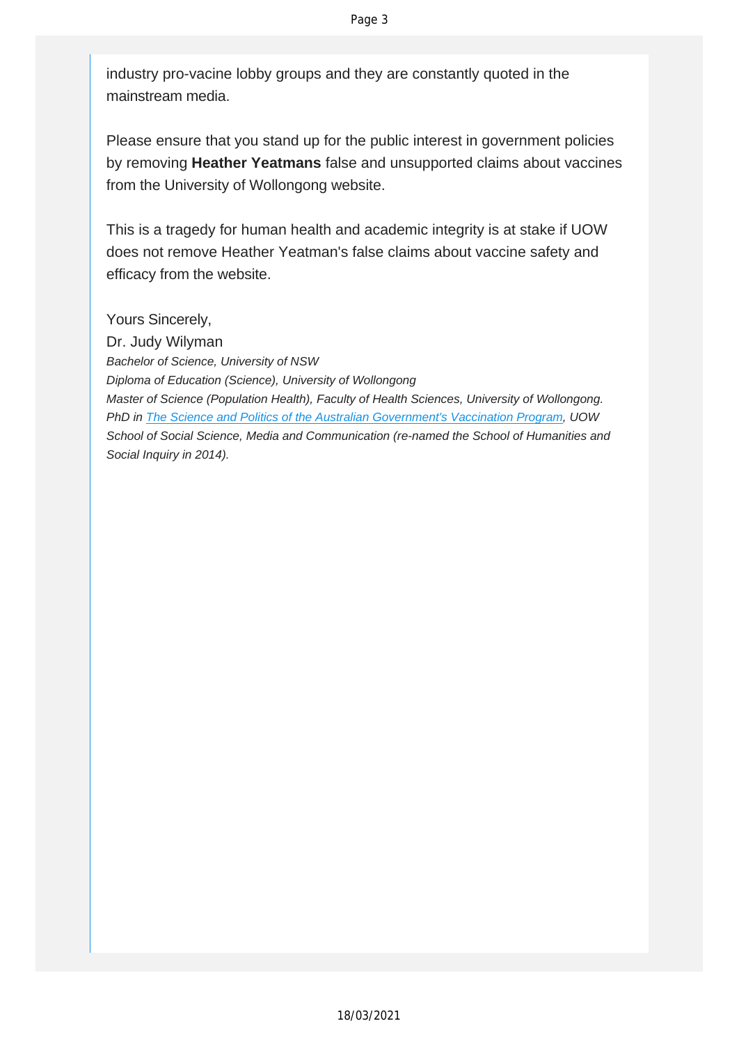industry pro-vacine lobby groups and they are constantly quoted in the mainstream media.

Please ensure that you stand up for the public interest in government policies by removing **Heather Yeatmans** false and unsupported claims about vaccines from the University of Wollongong website.

This is a tragedy for human health and academic integrity is at stake if UOW does not remove Heather Yeatman's false claims about vaccine safety and efficacy from the website.

Yours Sincerely,
Dr. Judy Wilyman
*Bachelor of Science, University of NSW*
*Diploma of Education (Science), University of Wollongong*
*Master of Science (Population Health), Faculty of Health Sciences, University of Wollongong.*
*PhD in The Science and Politics of the Australian Government's Vaccination Program, UOW School of Social Science, Media and Communication (re-named the School of Humanities and Social Inquiry in 2014).*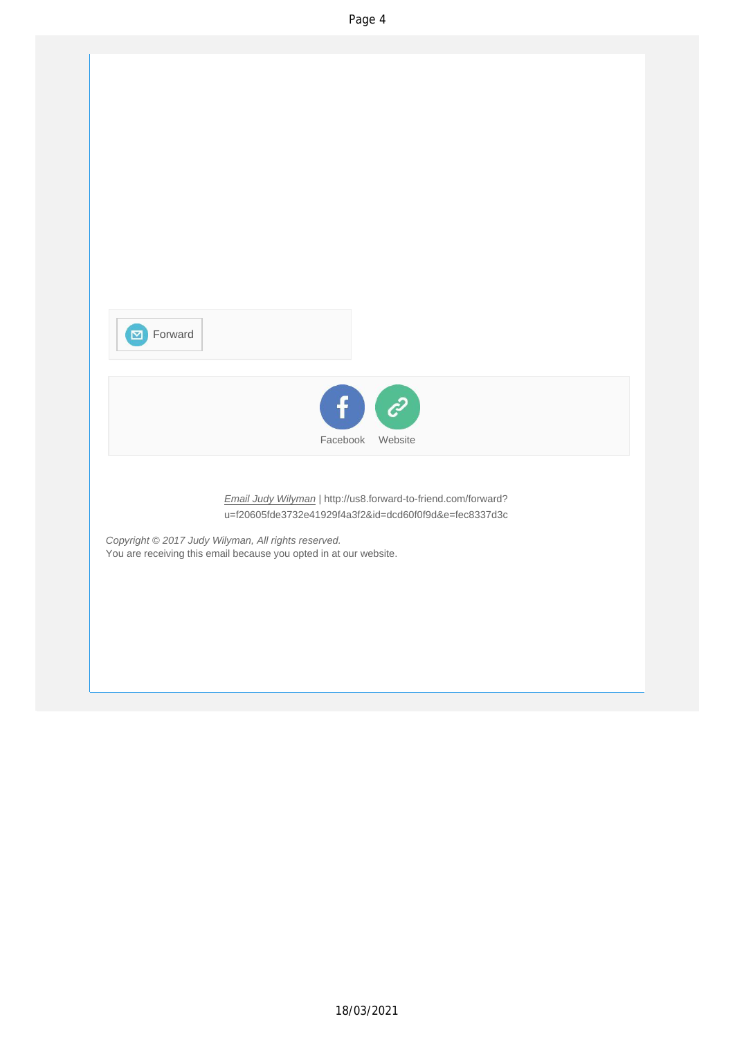Forward

Facebook Website

*Email Judy Wilyman* | http://us8.forward-to-friend.com/forward?u=f20605fde3732e41929f4a3f2&id=dcd60f0f9d&e=fec8337d3c

*Copyright © 2017 Judy Wilyman, All rights reserved.*
You are receiving this email because you opted in at our website.